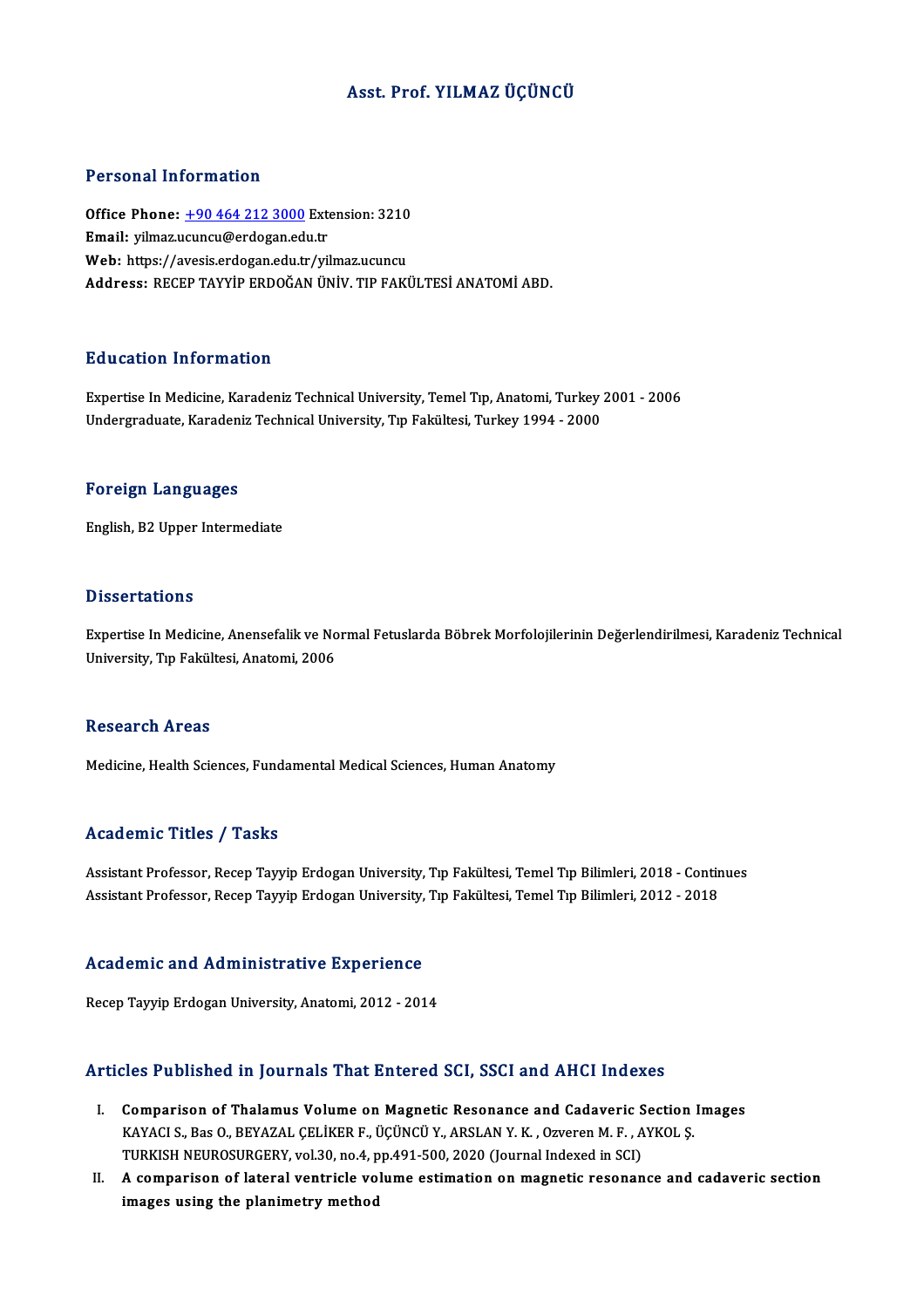# Asst. Prof. YILMAZ ÜÇÜNCÜ

## Personal Information

**Office Phone:** +90 464 212 3000 Extension: 3210
**Email:** yilmaz.ucuncu@erdogan.edu.tr
**Web:** https://avesis.erdogan.edu.tr/yilmaz.ucuncu
**Address:** RECEP TAYYİP ERDOĞAN ÜNİV. TIP FAKÜLTESİ ANATOMİ ABD.

## Education Information

Expertise In Medicine, Karadeniz Technical University, Temel Tıp, Anatomi, Turkey 2001 - 2006
Undergraduate, Karadeniz Technical University, Tıp Fakültesi, Turkey 1994 - 2000

## Foreign Languages

English, B2 Upper Intermediate

## Dissertations

Expertise In Medicine, Anensefalik ve Normal Fetuslarda Böbrek Morfolojilerinin Değerlendirilmesi, Karadeniz Technical University, Tıp Fakültesi, Anatomi, 2006

## Research Areas

Medicine, Health Sciences, Fundamental Medical Sciences, Human Anatomy

## Academic Titles / Tasks

Assistant Professor, Recep Tayyip Erdogan University, Tıp Fakültesi, Temel Tıp Bilimleri, 2018 - Continues
Assistant Professor, Recep Tayyip Erdogan University, Tıp Fakültesi, Temel Tıp Bilimleri, 2012 - 2018

## Academic and Administrative Experience

Recep Tayyip Erdogan University, Anatomi, 2012 - 2014

## Articles Published in Journals That Entered SCI, SSCI and AHCI Indexes

I. **Comparison of Thalamus Volume on Magnetic Resonance and Cadaveric Section Images**
   KAYACI S., Bas O., BEYAZAL ÇELİKER F., ÜÇÜNCÜ Y., ARSLAN Y. K. , Ozveren M. F. , AYKOL Ş.
   TURKISH NEUROSURGERY, vol.30, no.4, pp.491-500, 2020 (Journal Indexed in SCI)
II. **A comparison of lateral ventricle volume estimation on magnetic resonance and cadaveric section images using the planimetry method**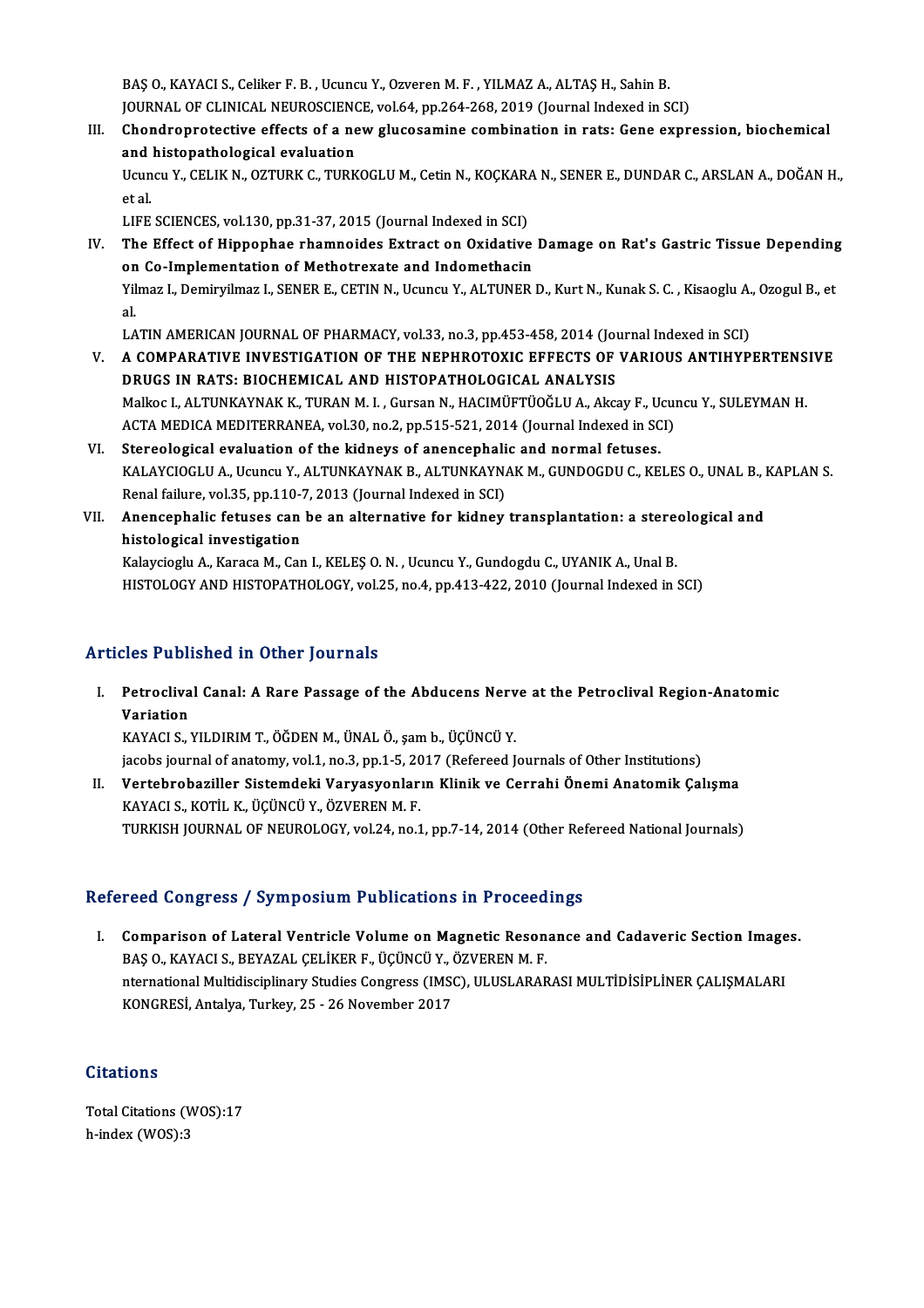BAŞ O., KAYACI S., Celiker F. B. , Ucuncu Y., Ozveren M. F. , YILMAZ A., ALTAŞ H., Sahin B.
JOURNAL OF CLINICAL NEUROSCIENCE, vol.64, pp.264-268, 2019 (Journal Indexed in SCI)

III. **Chondroprotective effects of a new glucosamine combination in rats: Gene expression, biochemical and histopathological evaluation**
Ucuncu Y., CELIK N., OZTURK C., TURKOGLU M., Cetin N., KOÇKARA N., SENER E., DUNDAR C., ARSLAN A., DOĞAN H., et al.
LIFE SCIENCES, vol.130, pp.31-37, 2015 (Journal Indexed in SCI)

IV. **The Effect of Hippophae rhamnoides Extract on Oxidative Damage on Rat's Gastric Tissue Depending on Co-Implementation of Methotrexate and Indomethacin**
Yilmaz I., Demiryilmaz I., SENER E., CETIN N., Ucuncu Y., ALTUNER D., Kurt N., Kunak S. C. , Kisaoglu A., Ozogul B., et al.
LATIN AMERICAN JOURNAL OF PHARMACY, vol.33, no.3, pp.453-458, 2014 (Journal Indexed in SCI)

V. **A COMPARATIVE INVESTIGATION OF THE NEPHROTOXIC EFFECTS OF VARIOUS ANTIHYPERTENSIVE DRUGS IN RATS: BIOCHEMICAL AND HISTOPATHOLOGICAL ANALYSIS**
Malkoc I., ALTUNKAYNAK K., TURAN M. I. , Gursan N., HACIMÜFTÜOĞLU A., Akcay F., Ucuncu Y., SULEYMAN H.
ACTA MEDICA MEDITERRANEA, vol.30, no.2, pp.515-521, 2014 (Journal Indexed in SCI)

VI. **Stereological evaluation of the kidneys of anencephalic and normal fetuses.**
KALAYCIOGLU A., Ucuncu Y., ALTUNKAYNAK B., ALTUNKAYNAK M., GUNDOGDU C., KELES O., UNAL B., KAPLAN S.
Renal failure, vol.35, pp.110-7, 2013 (Journal Indexed in SCI)

VII. **Anencephalic fetuses can be an alternative for kidney transplantation: a stereological and histological investigation**
Kalaycioglu A., Karaca M., Can I., KELEŞ O. N. , Ucuncu Y., Gundogdu C., UYANIK A., Unal B.
HISTOLOGY AND HISTOPATHOLOGY, vol.25, no.4, pp.413-422, 2010 (Journal Indexed in SCI)

## Articles Published in Other Journals

I. **Petroclival Canal: A Rare Passage of the Abducens Nerve at the Petroclival Region-Anatomic Variation**
KAYACI S., YILDIRIM T., ÖĞDEN M., ÜNAL Ö., şam b., ÜÇÜNCÜ Y.
jacobs journal of anatomy, vol.1, no.3, pp.1-5, 2017 (Refereed Journals of Other Institutions)

II. **Vertebrobaziller Sistemdeki Varyasyonların Klinik ve Cerrahi Önemi Anatomik Çalışma**
KAYACI S., KOTİL K., ÜÇÜNCÜ Y., ÖZVEREN M. F.
TURKISH JOURNAL OF NEUROLOGY, vol.24, no.1, pp.7-14, 2014 (Other Refereed National Journals)

## Refereed Congress / Symposium Publications in Proceedings

I. **Comparison of Lateral Ventricle Volume on Magnetic Resonance and Cadaveric Section Images.**
BAŞ O., KAYACI S., BEYAZAL ÇELİKER F., ÜÇÜNCÜ Y., ÖZVEREN M. F.
nternational Multidisciplinary Studies Congress (IMSC), ULUSLARARASI MULTİDİSİPLİNER ÇALIŞMALARI KONGRESİ, Antalya, Turkey, 25 - 26 November 2017

## Citations

Total Citations (WOS):17
h-index (WOS):3